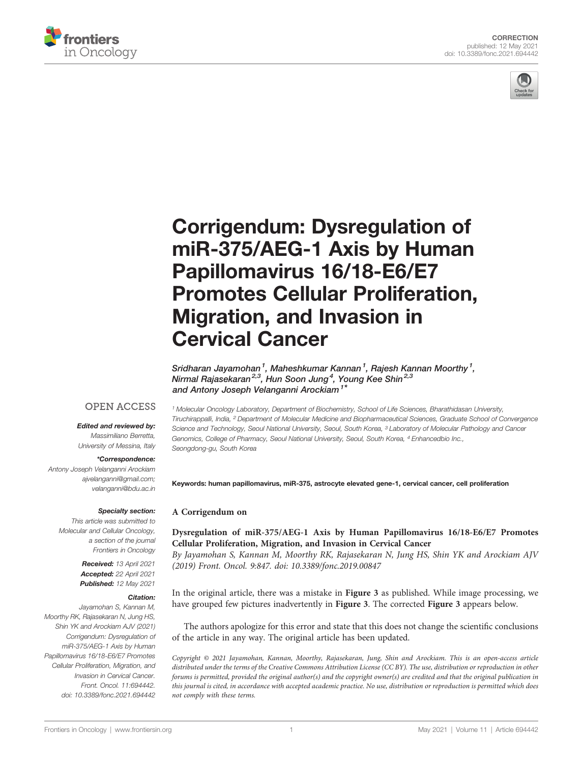CORRECTION
published: 12 May 2021
doi: 10.3389/fonc.2021.694442

# Corrigendum: Dysregulation of miR-375/AEG-1 Axis by Human Papillomavirus 16/18-E6/E7 Promotes Cellular Proliferation, Migration, and Invasion in Cervical Cancer

*Sridharan Jayamohan[1], Maheshkumar Kannan[1], Rajesh Kannan Moorthy[1], Nirmal Rajasekaran[2,3], Hun Soon Jung[4], Young Kee Shin[2,3] and Antony Joseph Velanganni Arockiam[1\*]*

[1] Molecular Oncology Laboratory, Department of Biochemistry, School of Life Sciences, Bharathidasan University, Tiruchirappalli, India, [2] Department of Molecular Medicine and Biopharmaceutical Sciences, Graduate School of Convergence Science and Technology, Seoul National University, Seoul, South Korea, [3] Laboratory of Molecular Pathology and Cancer Genomics, College of Pharmacy, Seoul National University, Seoul, South Korea, [4] Enhancedbio Inc., Seongdong-gu, South Korea

OPEN ACCESS

***Edited and reviewed by:***
Massimiliano Berretta,
University of Messina, Italy

***\*Correspondence:***
Antony Joseph Velanganni Arockiam
ajvelanganni@gmail.com;
velanganni@bdu.ac.in

***Specialty section:***
This article was submitted to Molecular and Cellular Oncology, a section of the journal Frontiers in Oncology

**Received:** 13 April 2021
**Accepted:** 22 April 2021
**Published:** 12 May 2021

***Citation:***
Jayamohan S, Kannan M, Moorthy RK, Rajasekaran N, Jung HS, Shin YK and Arockiam AJV (2021) Corrigendum: Dysregulation of miR-375/AEG-1 Axis by Human Papillomavirus 16/18-E6/E7 Promotes Cellular Proliferation, Migration, and Invasion in Cervical Cancer. Front. Oncol. 11:694442. doi: 10.3389/fonc.2021.694442

**Keywords: human papillomavirus, miR-375, astrocyte elevated gene-1, cervical cancer, cell proliferation**

**A Corrigendum on**

**Dysregulation of miR-375/AEG-1 Axis by Human Papillomavirus 16/18-E6/E7 Promotes Cellular Proliferation, Migration, and Invasion in Cervical Cancer**
*By Jayamohan S, Kannan M, Moorthy RK, Rajasekaran N, Jung HS, Shin YK and Arockiam AJV (2019) Front. Oncol. 9:847. doi: 10.3389/fonc.2019.00847*

In the original article, there was a mistake in **Figure 3** as published. While image processing, we have grouped few pictures inadvertently in **Figure 3**. The corrected **Figure 3** appears below.

The authors apologize for this error and state that this does not change the scientific conclusions of the article in any way. The original article has been updated.

*Copyright © 2021 Jayamohan, Kannan, Moorthy, Rajasekaran, Jung, Shin and Arockiam. This is an open-access article distributed under the terms of the Creative Commons Attribution License (CC BY). The use, distribution or reproduction in other forums is permitted, provided the original author(s) and the copyright owner(s) are credited and that the original publication in this journal is cited, in accordance with accepted academic practice. No use, distribution or reproduction is permitted which does not comply with these terms.*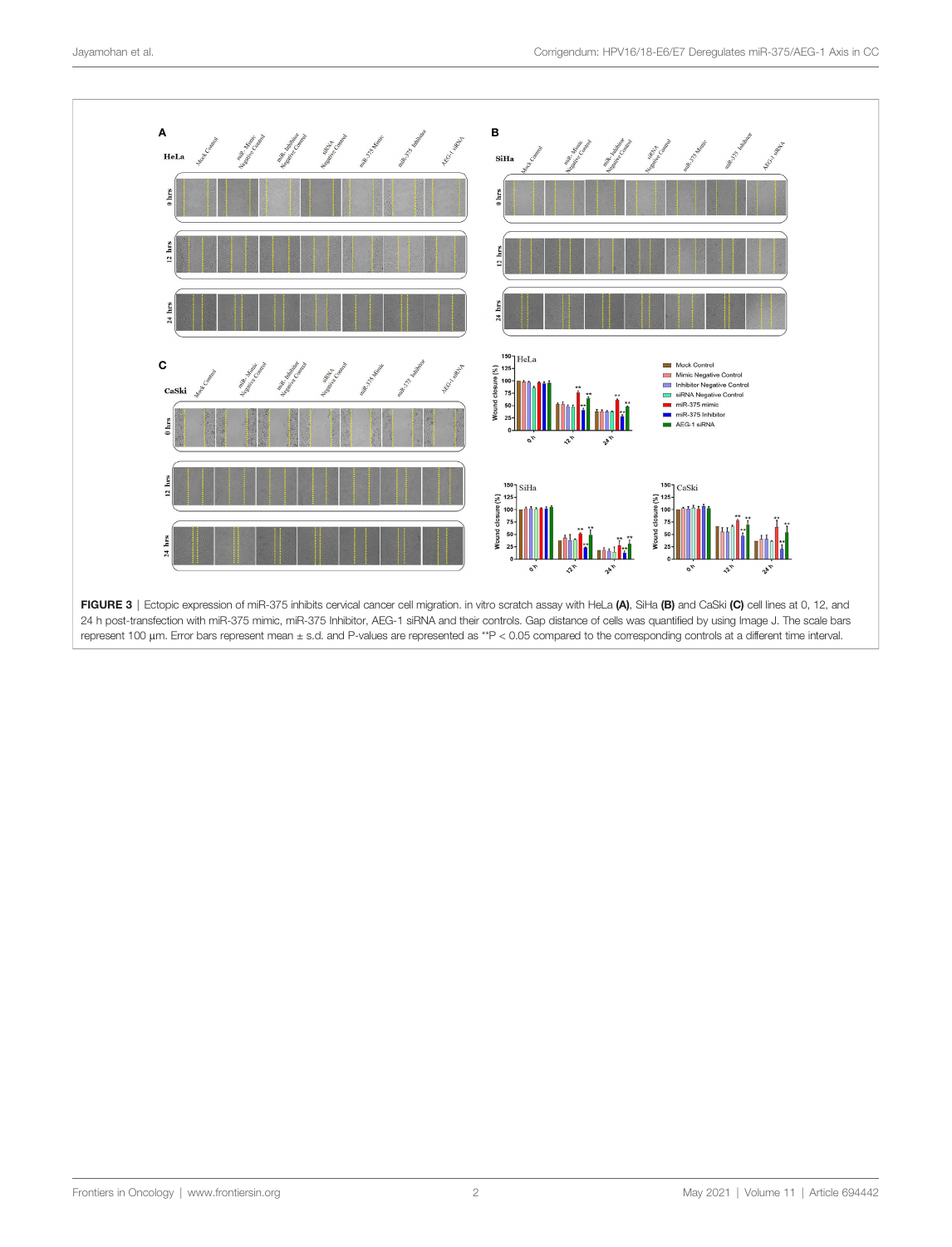A

HeLa

Mock Control | miR- Mimic Negative Control | miR- Inhibitor Negative Control | siRNA Negative Control | miR-375 Mimic | miR-375 Inhibitor | AEG-1 siRNA

0 hrs

12 hrs

24 hrs

B

SiHa

Mock Control | miR- Mimic Negative Control | miR- Inhibitor Negative Control | siRNA Negative Control | miR-375 Mimic | miR-375 Inhibitor | AEG-1 siRNA

0 hrs

12 hrs

24 hrs

C

CaSki

Mock Control | miR- Mimic Negative Control | miR- Inhibitor Negative Control | siRNA Negative Control | miR-375 Mimic | miR-375 Inhibitor | AEG-1 siRNA

0 hrs

12 hrs

24 hrs

HeLa

Wound closure (%)

150, 125, 100, 75, 50, 25, 0

0 h, 12 h, 24 h

Mock Control

Mimic Negative Control

Inhibitor Negative Control

siRNA Negative Control

miR-375 mimic

miR-375 Inhibitor

AEG-1 siRNA

SiHa

Wound closure (%)

150, 125, 100, 75, 50, 25, 0

0 h, 12 h, 24 h

CaSki

Wound closure (%)

150, 125, 100, 75, 50, 25, 0

0 h, 12 h, 24 h

**FIGURE 3** | Ectopic expression of miR-375 inhibits cervical cancer cell migration. in vitro scratch assay with HeLa **(A)**, SiHa **(B)** and CaSki **(C)** cell lines at 0, 12, and 24 h post-transfection with miR-375 mimic, miR-375 Inhibitor, AEG-1 siRNA and their controls. Gap distance of cells was quantified by using Image J. The scale bars represent 100 µm. Error bars represent mean ± s.d. and P-values are represented as **P < 0.05 compared to the corresponding controls at a different time interval.